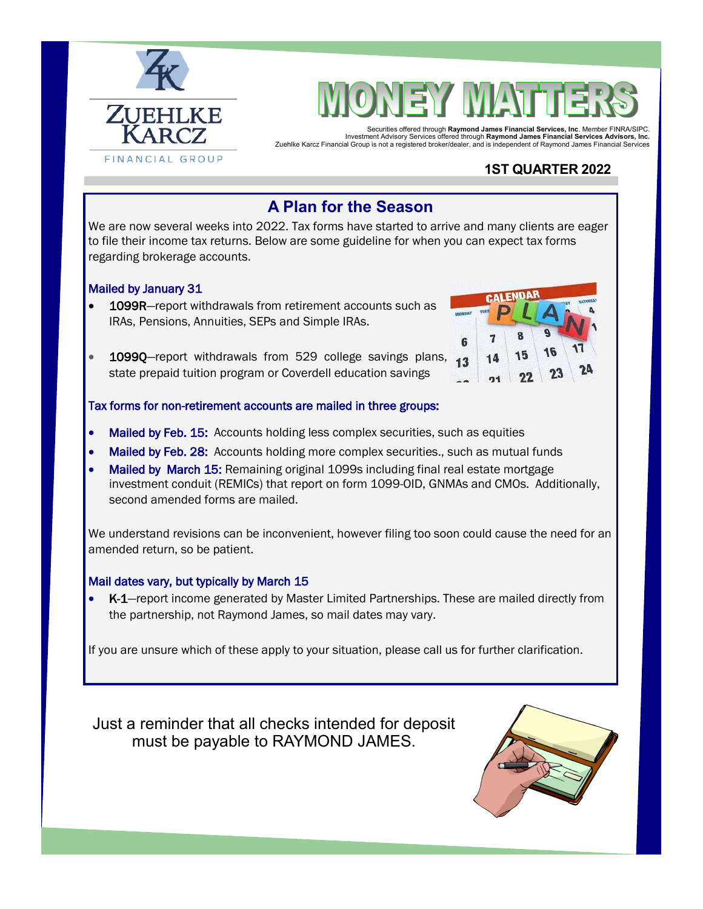ZUEHLKE KARCZ

FINANCIAL GROUP

# MONEY MATTERS

Securities offered through **Raymond James Financial Services, Inc**. Member FINRA/SIPC.
Investment Advisory Services offered through **Raymond James Financial Services Advisors, Inc.**
Zuehlke Karcz Financial Group is not a registered broker/dealer, and is independent of Raymond James Financial Services

**1ST QUARTER 2022**

## A Plan for the Season

We are now several weeks into 2022. Tax forms have started to arrive and many clients are eager to file their income tax returns. Below are some guideline for when you can expect tax forms regarding brokerage accounts.

### Mailed by January 31

- **1099R**—report withdrawals from retirement accounts such as IRAs, Pensions, Annuities, SEPs and Simple IRAs.
- **1099Q**—report withdrawals from 529 college savings plans, state prepaid tuition program or Coverdell education savings

### Tax forms for non-retirement accounts are mailed in three groups:

- **Mailed by Feb. 15:** Accounts holding less complex securities, such as equities
- **Mailed by Feb. 28:** Accounts holding more complex securities., such as mutual funds
- **Mailed by March 15:** Remaining original 1099s including final real estate mortgage investment conduit (REMICs) that report on form 1099-OID, GNMAs and CMOs. Additionally, second amended forms are mailed.

We understand revisions can be inconvenient, however filing too soon could cause the need for an amended return, so be patient.

### Mail dates vary, but typically by March 15

- **K-1**—report income generated by Master Limited Partnerships. These are mailed directly from the partnership, not Raymond James, so mail dates may vary.

If you are unsure which of these apply to your situation, please call us for further clarification.

Just a reminder that all checks intended for deposit must be payable to RAYMOND JAMES.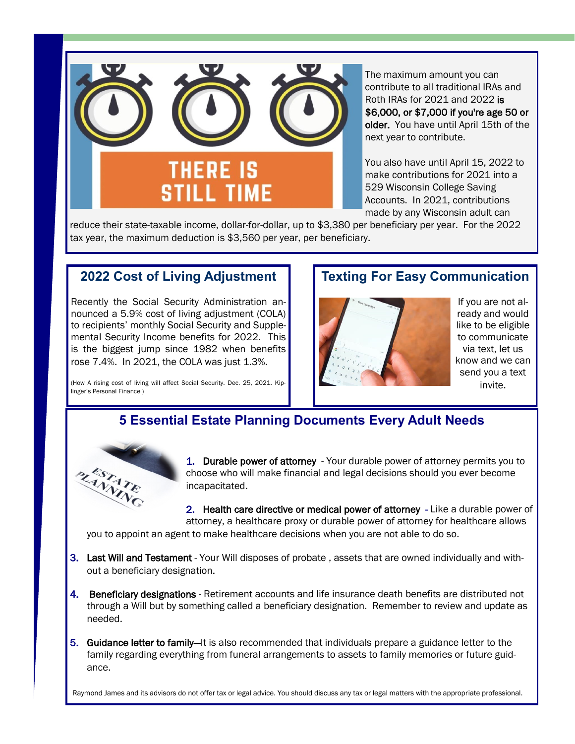THERE IS STILL TIME

The maximum amount you can contribute to all traditional IRAs and Roth IRAs for 2021 and 2022 **is $6,000, or $7,000 if you're age 50 or older.** You have until April 15th of the next year to contribute.

You also have until April 15, 2022 to make contributions for 2021 into a 529 Wisconsin College Saving Accounts. In 2021, contributions made by any Wisconsin adult can reduce their state-taxable income, dollar-for-dollar, up to $3,380 per beneficiary per year. For the 2022 tax year, the maximum deduction is $3,560 per year, per beneficiary.

## 2022 Cost of Living Adjustment

Recently the Social Security Administration announced a 5.9% cost of living adjustment (COLA) to recipients' monthly Social Security and Supplemental Security Income benefits for 2022. This is the biggest jump since 1982 when benefits rose 7.4%. In 2021, the COLA was just 1.3%.

(How A rising cost of living will affect Social Security. Dec. 25, 2021. Kiplinger's Personal Finance )

## Texting For Easy Communication

If you are not already and would like to be eligible to communicate via text, let us know and we can send you a text invite.

## 5 Essential Estate Planning Documents Every Adult Needs

1. **Durable power of attorney** - Your durable power of attorney permits you to choose who will make financial and legal decisions should you ever become incapacitated.

2. **Health care directive or medical power of attorney** - Like a durable power of attorney, a healthcare proxy or durable power of attorney for healthcare allows you to appoint an agent to make healthcare decisions when you are not able to do so.

3. **Last Will and Testament** - Your Will disposes of probate , assets that are owned individually and without a beneficiary designation.

4. **Beneficiary designations** - Retirement accounts and life insurance death benefits are distributed not through a Will but by something called a beneficiary designation. Remember to review and update as needed.

5. **Guidance letter to family**—It is also recommended that individuals prepare a guidance letter to the family regarding everything from funeral arrangements to assets to family memories or future guidance.

Raymond James and its advisors do not offer tax or legal advice. You should discuss any tax or legal matters with the appropriate professional.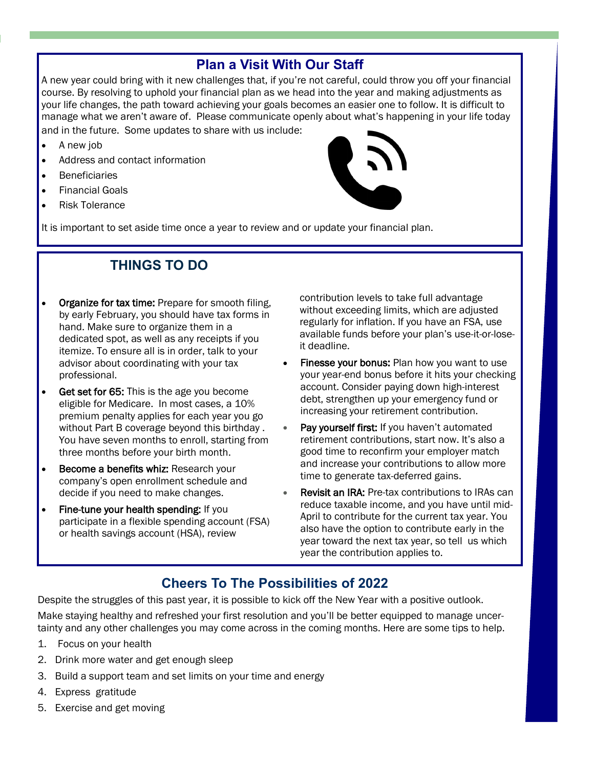## Plan a Visit With Our Staff

A new year could bring with it new challenges that, if you're not careful, could throw you off your financial course. By resolving to uphold your financial plan as we head into the year and making adjustments as your life changes, the path toward achieving your goals becomes an easier one to follow. It is difficult to manage what we aren't aware of. Please communicate openly about what's happening in your life today and in the future. Some updates to share with us include:

- A new job
- Address and contact information
- Beneficiaries
- Financial Goals
- Risk Tolerance

It is important to set aside time once a year to review and or update your financial plan.

## THINGS TO DO

- **Organize for tax time:** Prepare for smooth filing, by early February, you should have tax forms in hand. Make sure to organize them in a dedicated spot, as well as any receipts if you itemize. To ensure all is in order, talk to your advisor about coordinating with your tax professional.
- **Get set for 65:** This is the age you become eligible for Medicare. In most cases, a 10% premium penalty applies for each year you go without Part B coverage beyond this birthday . You have seven months to enroll, starting from three months before your birth month.
- **Become a benefits whiz:** Research your company's open enrollment schedule and decide if you need to make changes.
- **Fine-tune your health spending:** If you participate in a flexible spending account (FSA) or health savings account (HSA), review contribution levels to take full advantage without exceeding limits, which are adjusted regularly for inflation. If you have an FSA, use available funds before your plan's use-it-or-lose-it deadline.
- **Finesse your bonus:** Plan how you want to use your year-end bonus before it hits your checking account. Consider paying down high-interest debt, strengthen up your emergency fund or increasing your retirement contribution.
- **Pay yourself first:** If you haven't automated retirement contributions, start now. It's also a good time to reconfirm your employer match and increase your contributions to allow more time to generate tax-deferred gains.
- **Revisit an IRA:** Pre-tax contributions to IRAs can reduce taxable income, and you have until mid-April to contribute for the current tax year. You also have the option to contribute early in the year toward the next tax year, so tell us which year the contribution applies to.

## Cheers To The Possibilities of 2022

Despite the struggles of this past year, it is possible to kick off the New Year with a positive outlook.

Make staying healthy and refreshed your first resolution and you'll be better equipped to manage uncertainty and any other challenges you may come across in the coming months. Here are some tips to help.

1. Focus on your health
2. Drink more water and get enough sleep
3. Build a support team and set limits on your time and energy
4. Express gratitude
5. Exercise and get moving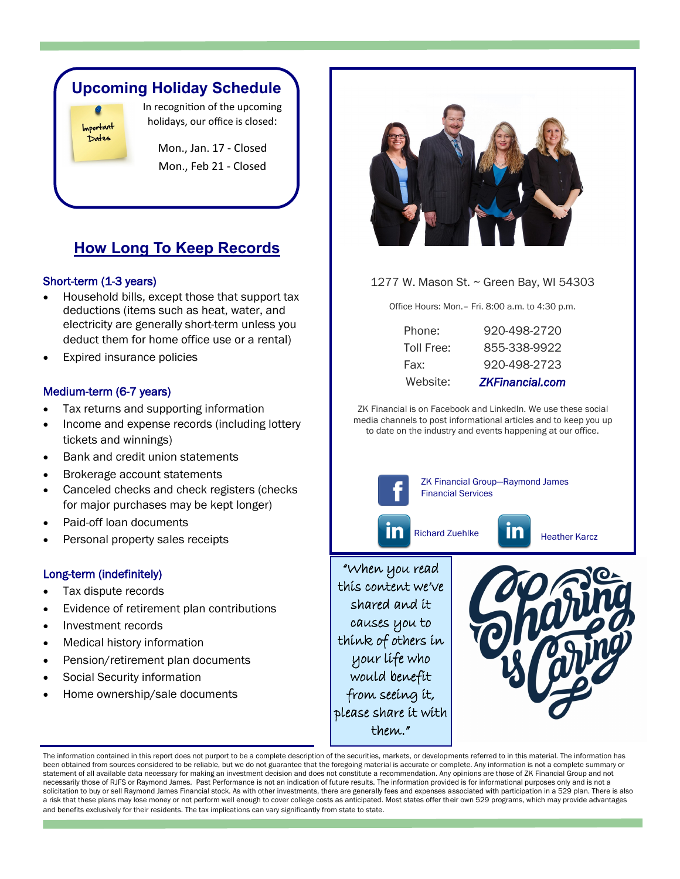## Upcoming Holiday Schedule

Important Dates

In recognition of the upcoming holidays, our office is closed:

Mon., Jan. 17 - Closed

Mon., Feb 21 - Closed

## How Long To Keep Records

### Short-term (1-3 years)

- Household bills, except those that support tax deductions (items such as heat, water, and electricity are generally short-term unless you deduct them for home office use or a rental)
- Expired insurance policies

### Medium-term (6-7 years)

- Tax returns and supporting information
- Income and expense records (including lottery tickets and winnings)
- Bank and credit union statements
- Brokerage account statements
- Canceled checks and check registers (checks for major purchases may be kept longer)
- Paid-off loan documents
- Personal property sales receipts

### Long-term (indefinitely)

- Tax dispute records
- Evidence of retirement plan contributions
- Investment records
- Medical history information
- Pension/retirement plan documents
- Social Security information
- Home ownership/sale documents

1277 W. Mason St. ~ Green Bay, WI 54303

Office Hours: Mon.– Fri. 8:00 a.m. to 4:30 p.m.

| | |
|---|---|
| Phone: | 920-498-2720 |
| Toll Free: | 855-338-9922 |
| Fax: | 920-498-2723 |
| Website: | *ZKFinancial.com* |

ZK Financial is on Facebook and LinkedIn. We use these social media channels to post informational articles and to keep you up to date on the industry and events happening at our office.

ZK Financial Group—Raymond James Financial Services

Richard Zuehlke

Heather Karcz

"When you read this content we've shared and it causes you to think of others in your life who would benefit from seeing it, please share it with them."

Sharing is Caring

The information contained in this report does not purport to be a complete description of the securities, markets, or developments referred to in this material. The information has been obtained from sources considered to be reliable, but we do not guarantee that the foregoing material is accurate or complete. Any information is not a complete summary or statement of all available data necessary for making an investment decision and does not constitute a recommendation. Any opinions are those of ZK Financial Group and not necessarily those of RJFS or Raymond James. Past Performance is not an indication of future results. The information provided is for informational purposes only and is not a solicitation to buy or sell Raymond James Financial stock. As with other investments, there are generally fees and expenses associated with participation in a 529 plan. There is also a risk that these plans may lose money or not perform well enough to cover college costs as anticipated. Most states offer their own 529 programs, which may provide advantages and benefits exclusively for their residents. The tax implications can vary significantly from state to state.